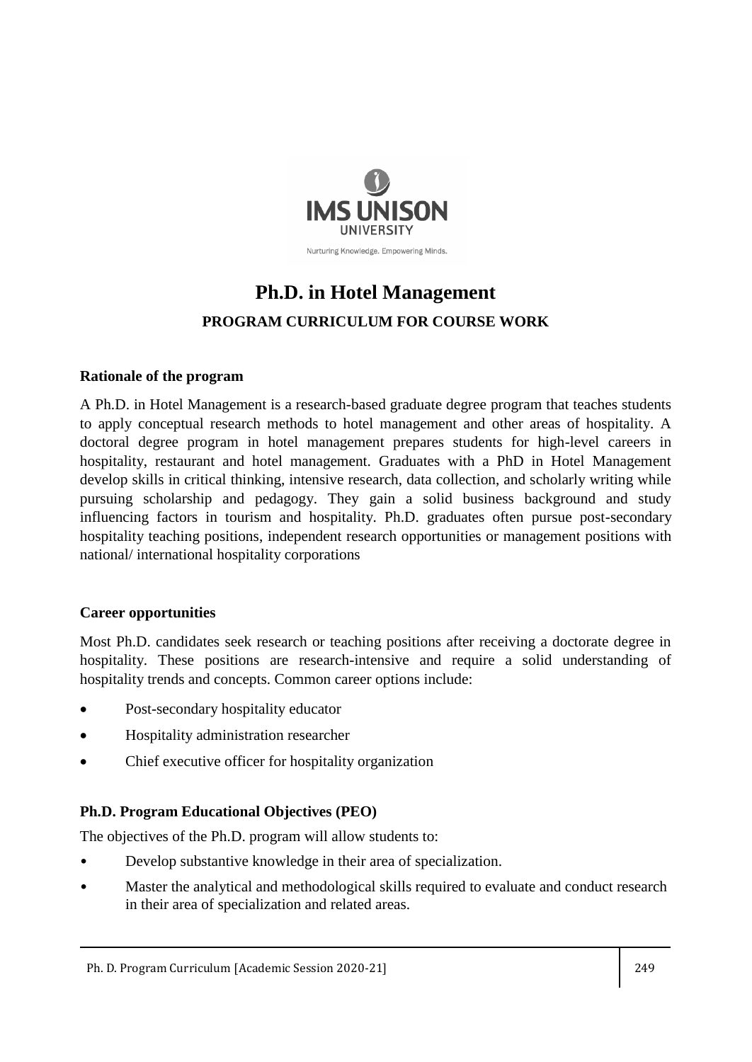IMS UNISON UNIVERSITY

Nurturing Knowledge. Empowering Minds.

# Ph.D. in Hotel Management

## PROGRAM CURRICULUM FOR COURSE WORK

### Rationale of the program

A Ph.D. in Hotel Management is a research-based graduate degree program that teaches students to apply conceptual research methods to hotel management and other areas of hospitality. A doctoral degree program in hotel management prepares students for high-level careers in hospitality, restaurant and hotel management. Graduates with a PhD in Hotel Management develop skills in critical thinking, intensive research, data collection, and scholarly writing while pursuing scholarship and pedagogy. They gain a solid business background and study influencing factors in tourism and hospitality. Ph.D. graduates often pursue post-secondary hospitality teaching positions, independent research opportunities or management positions with national/ international hospitality corporations

### Career opportunities

Most Ph.D. candidates seek research or teaching positions after receiving a doctorate degree in hospitality. These positions are research-intensive and require a solid understanding of hospitality trends and concepts. Common career options include:

- Post-secondary hospitality educator
- Hospitality administration researcher
- Chief executive officer for hospitality organization

### Ph.D. Program Educational Objectives (PEO)

The objectives of the Ph.D. program will allow students to:

- Develop substantive knowledge in their area of specialization.
- Master the analytical and methodological skills required to evaluate and conduct research in their area of specialization and related areas.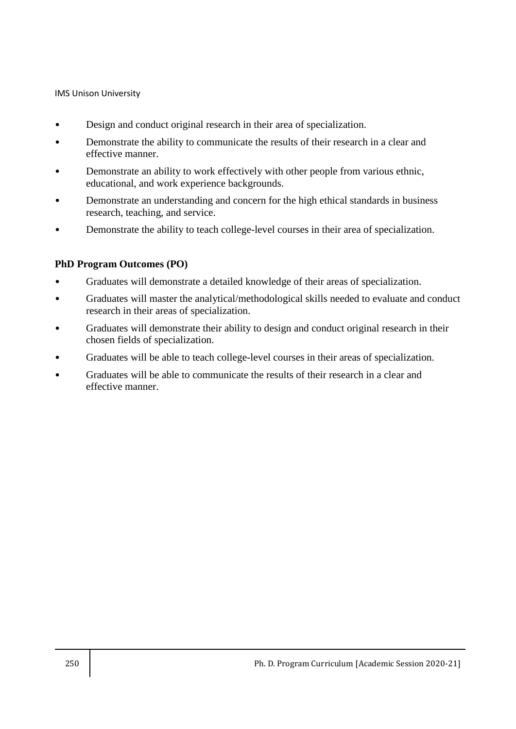- Design and conduct original research in their area of specialization.
- Demonstrate the ability to communicate the results of their research in a clear and effective manner.
- Demonstrate an ability to work effectively with other people from various ethnic, educational, and work experience backgrounds.
- Demonstrate an understanding and concern for the high ethical standards in business research, teaching, and service.
- Demonstrate the ability to teach college-level courses in their area of specialization.

**PhD Program Outcomes (PO)**

- Graduates will demonstrate a detailed knowledge of their areas of specialization.
- Graduates will master the analytical/methodological skills needed to evaluate and conduct research in their areas of specialization.
- Graduates will demonstrate their ability to design and conduct original research in their chosen fields of specialization.
- Graduates will be able to teach college-level courses in their areas of specialization.
- Graduates will be able to communicate the results of their research in a clear and effective manner.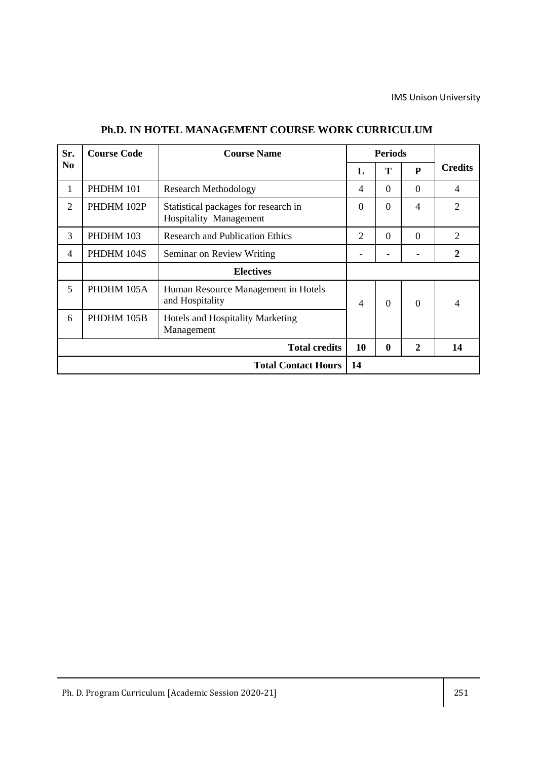# Ph.D. IN HOTEL MANAGEMENT COURSE WORK CURRICULUM

| Sr. No | Course Code | Course Name | Periods | | | Credits |
|---|---|---|---|---|---|---|
| | | | L | T | P | |
| 1 | PHDHM 101 | Research Methodology | 4 | 0 | 0 | 4 |
| 2 | PHDHM 102P | Statistical packages for research in Hospitality Management | 0 | 0 | 4 | 2 |
| 3 | PHDHM 103 | Research and Publication Ethics | 2 | 0 | 0 | 2 |
| 4 | PHDHM 104S | Seminar on Review Writing | - | - | - | **2** |
| | | **Electives** | | | | |
| 5 | PHDHM 105A | Human Resource Management in Hotels and Hospitality | 4 | 0 | 0 | 4 |
| 6 | PHDHM 105B | Hotels and Hospitality Marketing Management | | | | |
| | | **Total credits** | **10** | **0** | **2** | **14** |
| | | **Total Contact Hours** | **14** | | | |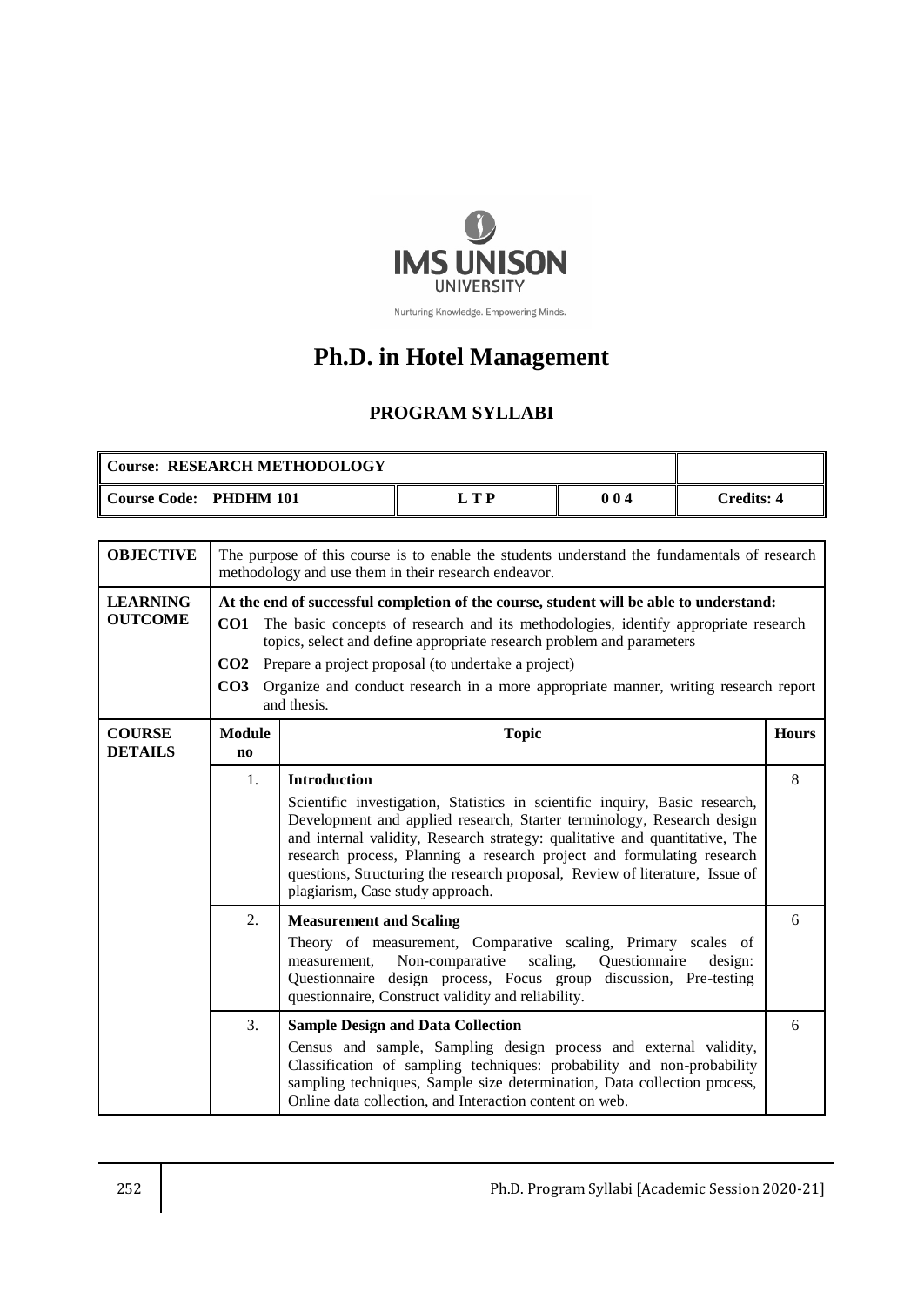IMS UNISON UNIVERSITY

Nurturing Knowledge. Empowering Minds.

# Ph.D. in Hotel Management

## PROGRAM SYLLABI

| **Course: RESEARCH METHODOLOGY** | | | |
|---|---|---|---|
| **Course Code: PHDHM 101** | **L T P** | **0 0 4** | **Credits: 4** |

| **OBJECTIVE** | The purpose of this course is to enable the students understand the fundamentals of research methodology and use them in their research endeavor. | | |
|---|---|---|---|
| **LEARNING OUTCOME** | **At the end of successful completion of the course, student will be able to understand:**<br>**CO1** The basic concepts of research and its methodologies, identify appropriate research topics, select and define appropriate research problem and parameters<br>**CO2** Prepare a project proposal (to undertake a project)<br>**CO3** Organize and conduct research in a more appropriate manner, writing research report and thesis. | | |
| **COURSE DETAILS** | **Module no** | **Topic** | **Hours** |
| | 1. | **Introduction**<br>Scientific investigation, Statistics in scientific inquiry, Basic research, Development and applied research, Starter terminology, Research design and internal validity, Research strategy: qualitative and quantitative, The research process, Planning a research project and formulating research questions, Structuring the research proposal, Review of literature, Issue of plagiarism, Case study approach. | 8 |
| | 2. | **Measurement and Scaling**<br>Theory of measurement, Comparative scaling, Primary scales of measurement, Non-comparative scaling, Questionnaire design: Questionnaire design process, Focus group discussion, Pre-testing questionnaire, Construct validity and reliability. | 6 |
| | 3. | **Sample Design and Data Collection**<br>Census and sample, Sampling design process and external validity, Classification of sampling techniques: probability and non-probability sampling techniques, Sample size determination, Data collection process, Online data collection, and Interaction content on web. | 6 |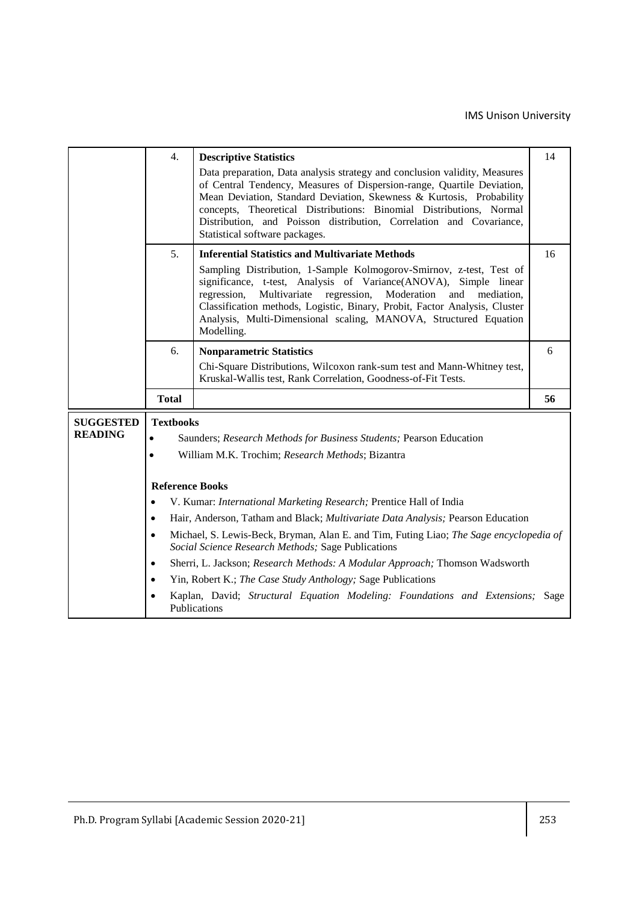| | | | |
|---|---|---|---|
| | 4. | **Descriptive Statistics**<br>Data preparation, Data analysis strategy and conclusion validity, Measures of Central Tendency, Measures of Dispersion-range, Quartile Deviation, Mean Deviation, Standard Deviation, Skewness & Kurtosis, Probability concepts, Theoretical Distributions: Binomial Distributions, Normal Distribution, and Poisson distribution, Correlation and Covariance, Statistical software packages. | 14 |
| | 5. | **Inferential Statistics and Multivariate Methods**<br>Sampling Distribution, 1-Sample Kolmogorov-Smirnov, z-test, Test of significance, t-test, Analysis of Variance(ANOVA), Simple linear regression, Multivariate regression, Moderation and mediation, Classification methods, Logistic, Binary, Probit, Factor Analysis, Cluster Analysis, Multi-Dimensional scaling, MANOVA, Structured Equation Modelling. | 16 |
| | 6. | **Nonparametric Statistics**<br>Chi-Square Distributions, Wilcoxon rank-sum test and Mann-Whitney test, Kruskal-Wallis test, Rank Correlation, Goodness-of-Fit Tests. | 6 |
| | **Total** | | **56** |

**SUGGESTED READING**

**Textbooks**

- Saunders; *Research Methods for Business Students;* Pearson Education
- William M.K. Trochim; *Research Methods*; Bizantra

**Reference Books**

- V. Kumar: *International Marketing Research;* Prentice Hall of India
- Hair, Anderson, Tatham and Black; *Multivariate Data Analysis;* Pearson Education
- Michael, S. Lewis-Beck, Bryman, Alan E. and Tim, Futing Liao; *The Sage encyclopedia of Social Science Research Methods;* Sage Publications
- Sherri, L. Jackson; *Research Methods: A Modular Approach;* Thomson Wadsworth
- Yin, Robert K.; *The Case Study Anthology;* Sage Publications
- Kaplan, David; *Structural Equation Modeling: Foundations and Extensions;* Sage Publications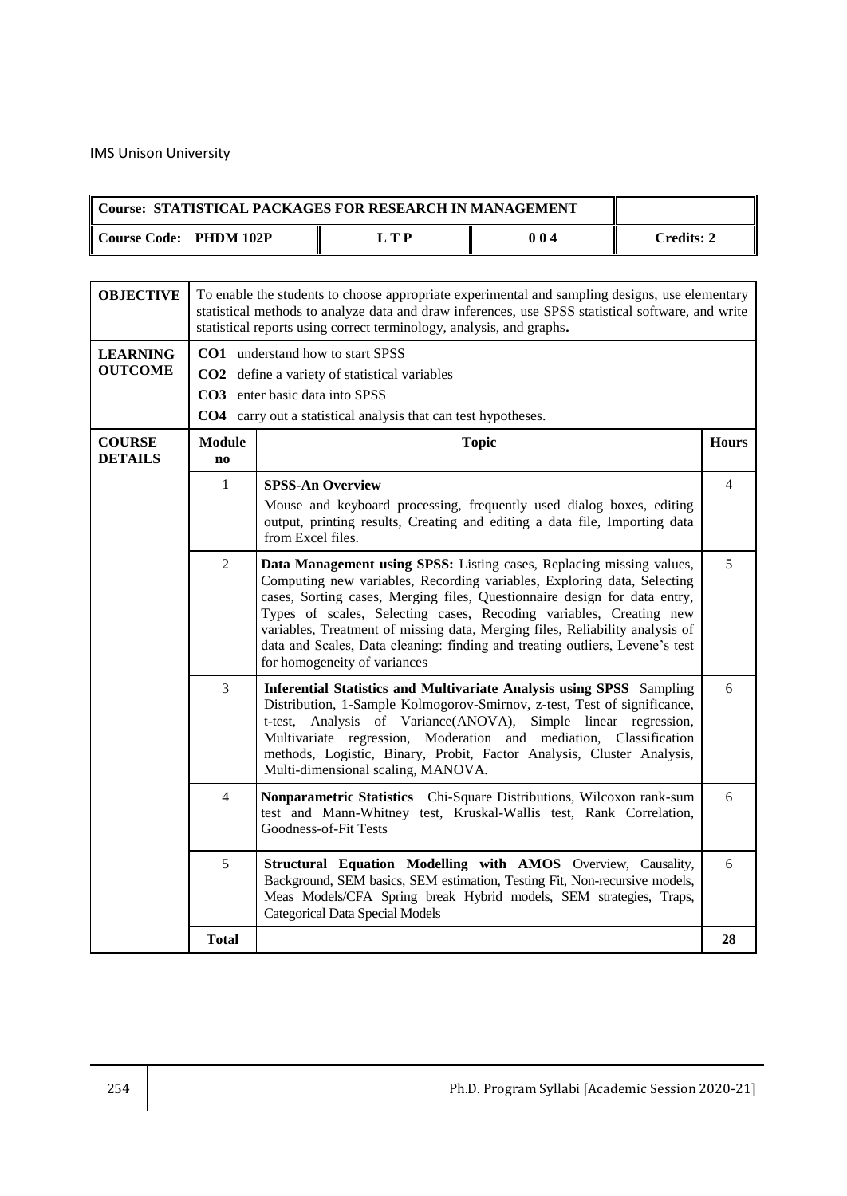IMS Unison University

| Course: STATISTICAL PACKAGES FOR RESEARCH IN MANAGEMENT | | | |
|---|---|---|---|
| Course Code: PHDM 102P | L T P | 0 0 4 | Credits: 2 |

| | | | |
|---|---|---|---|
| **OBJECTIVE** | To enable the students to choose appropriate experimental and sampling designs, use elementary statistical methods to analyze data and draw inferences, use SPSS statistical software, and write statistical reports using correct terminology, analysis, and graphs**.** | | |
| **LEARNING OUTCOME** | **CO1** understand how to start SPSS<br>**CO2** define a variety of statistical variables<br>**CO3** enter basic data into SPSS<br>**CO4** carry out a statistical analysis that can test hypotheses. | | |
| **COURSE DETAILS** | **Module no** | **Topic** | **Hours** |
| | 1 | **SPSS-An Overview**<br>Mouse and keyboard processing, frequently used dialog boxes, editing output, printing results, Creating and editing a data file, Importing data from Excel files. | 4 |
| | 2 | **Data Management using SPSS:** Listing cases, Replacing missing values, Computing new variables, Recording variables, Exploring data, Selecting cases, Sorting cases, Merging files, Questionnaire design for data entry, Types of scales, Selecting cases, Recoding variables, Creating new variables, Treatment of missing data, Merging files, Reliability analysis of data and Scales, Data cleaning: finding and treating outliers, Levene's test for homogeneity of variances | 5 |
| | 3 | **Inferential Statistics and Multivariate Analysis using SPSS** Sampling Distribution, 1-Sample Kolmogorov-Smirnov, z-test, Test of significance, t-test, Analysis of Variance(ANOVA), Simple linear regression, Multivariate regression, Moderation and mediation, Classification methods, Logistic, Binary, Probit, Factor Analysis, Cluster Analysis, Multi-dimensional scaling, MANOVA. | 6 |
| | 4 | **Nonparametric Statistics** Chi-Square Distributions, Wilcoxon rank-sum test and Mann-Whitney test, Kruskal-Wallis test, Rank Correlation, Goodness-of-Fit Tests | 6 |
| | 5 | **Structural Equation Modelling with AMOS** Overview, Causality, Background, SEM basics, SEM estimation, Testing Fit, Non-recursive models, Meas Models/CFA Spring break Hybrid models, SEM strategies, Traps, Categorical Data Special Models | 6 |
| | **Total** | | **28** |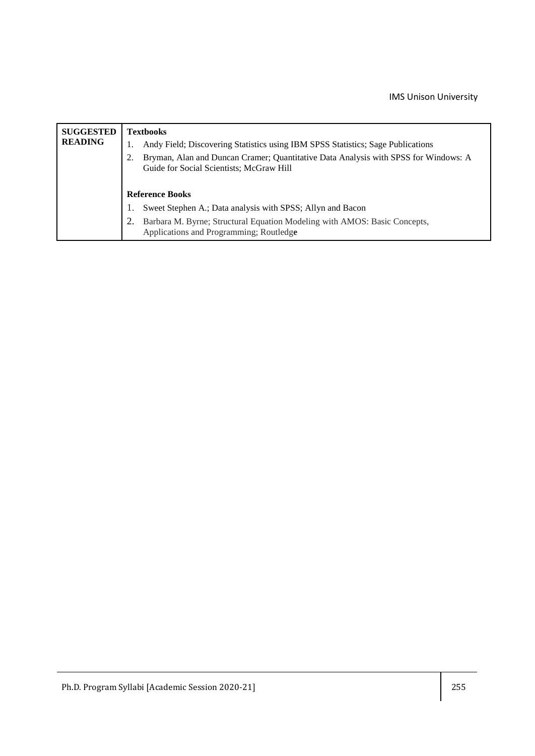| SUGGESTED READING | **Textbooks**<br>1. Andy Field; Discovering Statistics using IBM SPSS Statistics; Sage Publications<br>2. Bryman, Alan and Duncan Cramer; Quantitative Data Analysis with SPSS for Windows: A Guide for Social Scientists; McGraw Hill<br><br>**Reference Books**<br>1. Sweet Stephen A.; Data analysis with SPSS; Allyn and Bacon<br>2. Barbara M. Byrne; Structural Equation Modeling with AMOS: Basic Concepts, Applications and Programming; Routledge |
|---|---|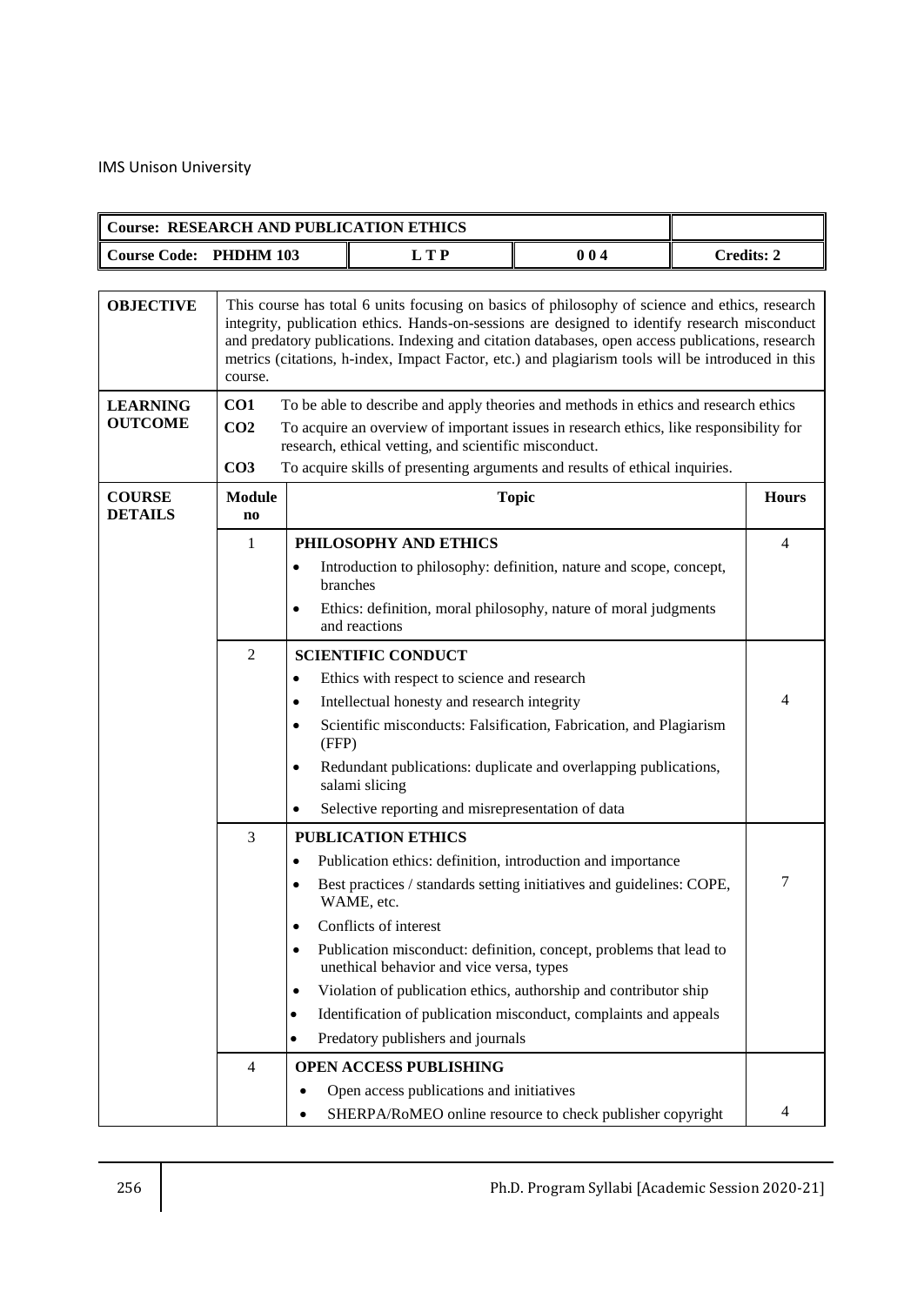IMS Unison University

| Course: RESEARCH AND PUBLICATION ETHICS | | | |
|---|---|---|---|
| Course Code: PHDHM 103 | L T P | 0 0 4 | Credits: 2 |

| | | | |
|---|---|---|---|
| **OBJECTIVE** | This course has total 6 units focusing on basics of philosophy of science and ethics, research integrity, publication ethics. Hands-on-sessions are designed to identify research misconduct and predatory publications. Indexing and citation databases, open access publications, research metrics (citations, h-index, Impact Factor, etc.) and plagiarism tools will be introduced in this course. | | |
| **LEARNING OUTCOME** | **CO1** To be able to describe and apply theories and methods in ethics and research ethics<br>**CO2** To acquire an overview of important issues in research ethics, like responsibility for research, ethical vetting, and scientific misconduct.<br>**CO3** To acquire skills of presenting arguments and results of ethical inquiries. | | |
| **COURSE DETAILS** | **Module no** | **Topic** | **Hours** |
| | 1 | **PHILOSOPHY AND ETHICS**<br>• Introduction to philosophy: definition, nature and scope, concept, branches<br>• Ethics: definition, moral philosophy, nature of moral judgments and reactions | 4 |
| | 2 | **SCIENTIFIC CONDUCT**<br>• Ethics with respect to science and research<br>• Intellectual honesty and research integrity<br>• Scientific misconducts: Falsification, Fabrication, and Plagiarism (FFP)<br>• Redundant publications: duplicate and overlapping publications, salami slicing<br>• Selective reporting and misrepresentation of data | 4 |
| | 3 | **PUBLICATION ETHICS**<br>• Publication ethics: definition, introduction and importance<br>• Best practices / standards setting initiatives and guidelines: COPE, WAME, etc.<br>• Conflicts of interest<br>• Publication misconduct: definition, concept, problems that lead to unethical behavior and vice versa, types<br>• Violation of publication ethics, authorship and contributor ship<br>• Identification of publication misconduct, complaints and appeals<br>• Predatory publishers and journals | 7 |
| | 4 | **OPEN ACCESS PUBLISHING**<br>• Open access publications and initiatives<br>• SHERPA/RoMEO online resource to check publisher copyright | 4 |

Ph.D. Program Syllabi [Academic Session 2020-21]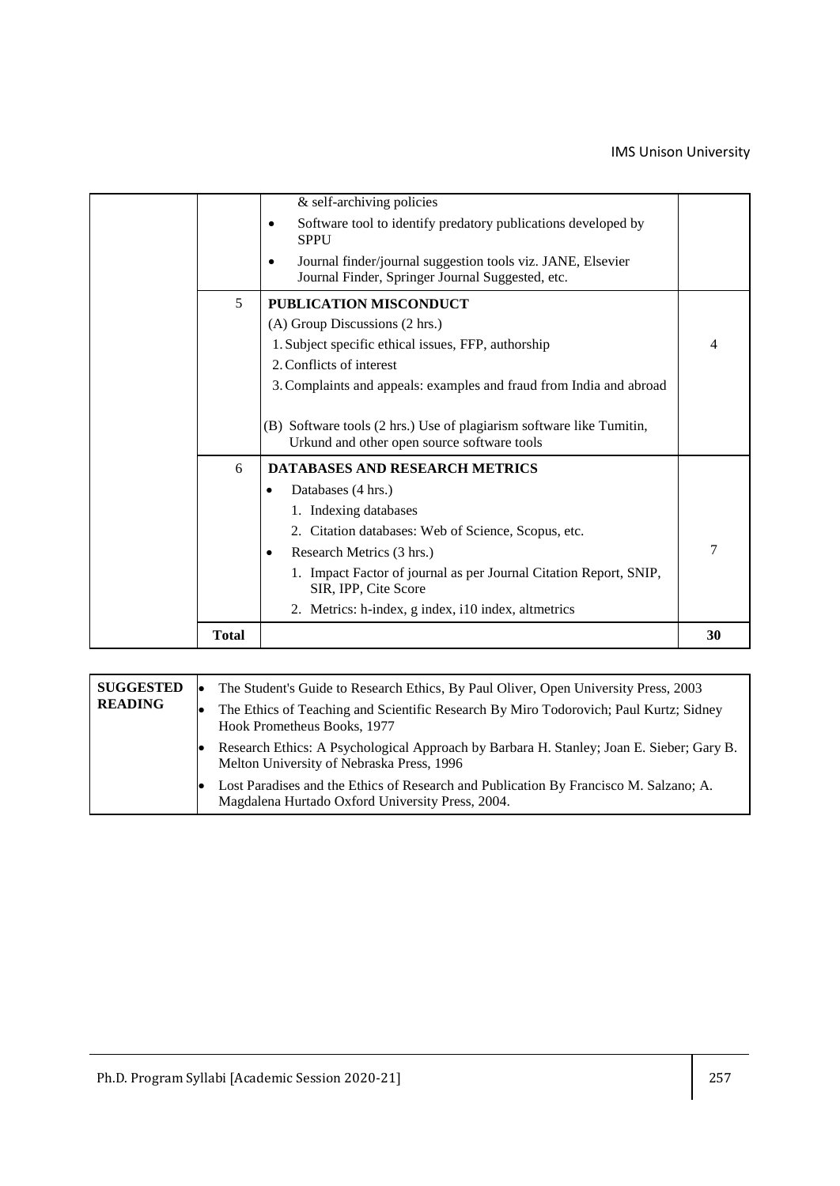| | | | |
|---|---|---|---|
| | | & self-archiving policies<br>• Software tool to identify predatory publications developed by SPPU<br>• Journal finder/journal suggestion tools viz. JANE, Elsevier Journal Finder, Springer Journal Suggested, etc. | |
| | 5 | **PUBLICATION MISCONDUCT**<br>(A) Group Discussions (2 hrs.)<br>1. Subject specific ethical issues, FFP, authorship<br>2. Conflicts of interest<br>3. Complaints and appeals: examples and fraud from India and abroad<br><br>(B) Software tools (2 hrs.) Use of plagiarism software like Tumitin, Urkund and other open source software tools | 4 |
| | 6 | **DATABASES AND RESEARCH METRICS**<br>• Databases (4 hrs.)<br>1. Indexing databases<br>2. Citation databases: Web of Science, Scopus, etc.<br>• Research Metrics (3 hrs.)<br>1. Impact Factor of journal as per Journal Citation Report, SNIP, SIR, IPP, Cite Score<br>2. Metrics: h-index, g index, i10 index, altmetrics | 7 |
| | **Total** | | **30** |

| | |
|---|---|
| **SUGGESTED READING** | • The Student's Guide to Research Ethics, By Paul Oliver, Open University Press, 2003<br>• The Ethics of Teaching and Scientific Research By Miro Todorovich; Paul Kurtz; Sidney Hook Prometheus Books, 1977<br>• Research Ethics: A Psychological Approach by Barbara H. Stanley; Joan E. Sieber; Gary B. Melton University of Nebraska Press, 1996<br>• Lost Paradises and the Ethics of Research and Publication By Francisco M. Salzano; A. Magdalena Hurtado Oxford University Press, 2004. |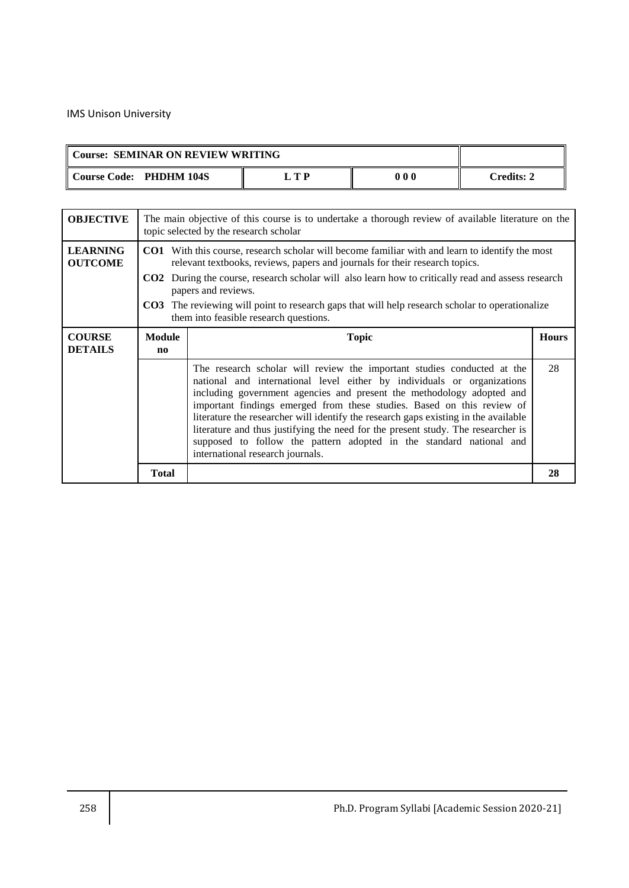IMS Unison University

| Course: SEMINAR ON REVIEW WRITING | | | |
| --- | --- | --- | --- |
| Course Code: PHDHM 104S | L T P | 0 0 0 | Credits: 2 |

| **OBJECTIVE** | The main objective of this course is to undertake a thorough review of available literature on the topic selected by the research scholar | |
| --- | --- | --- |
| **LEARNING OUTCOME** | **CO1** With this course, research scholar will become familiar with and learn to identify the most relevant textbooks, reviews, papers and journals for their research topics.<br>**CO2** During the course, research scholar will also learn how to critically read and assess research papers and reviews.<br>**CO3** The reviewing will point to research gaps that will help research scholar to operationalize them into feasible research questions. | |

| **COURSE DETAILS** | **Module no** | **Topic** | **Hours** |
| --- | --- | --- | --- |
| | | The research scholar will review the important studies conducted at the national and international level either by individuals or organizations including government agencies and present the methodology adopted and important findings emerged from these studies. Based on this review of literature the researcher will identify the research gaps existing in the available literature and thus justifying the need for the present study. The researcher is supposed to follow the pattern adopted in the standard national and international research journals. | 28 |
| | **Total** | | **28** |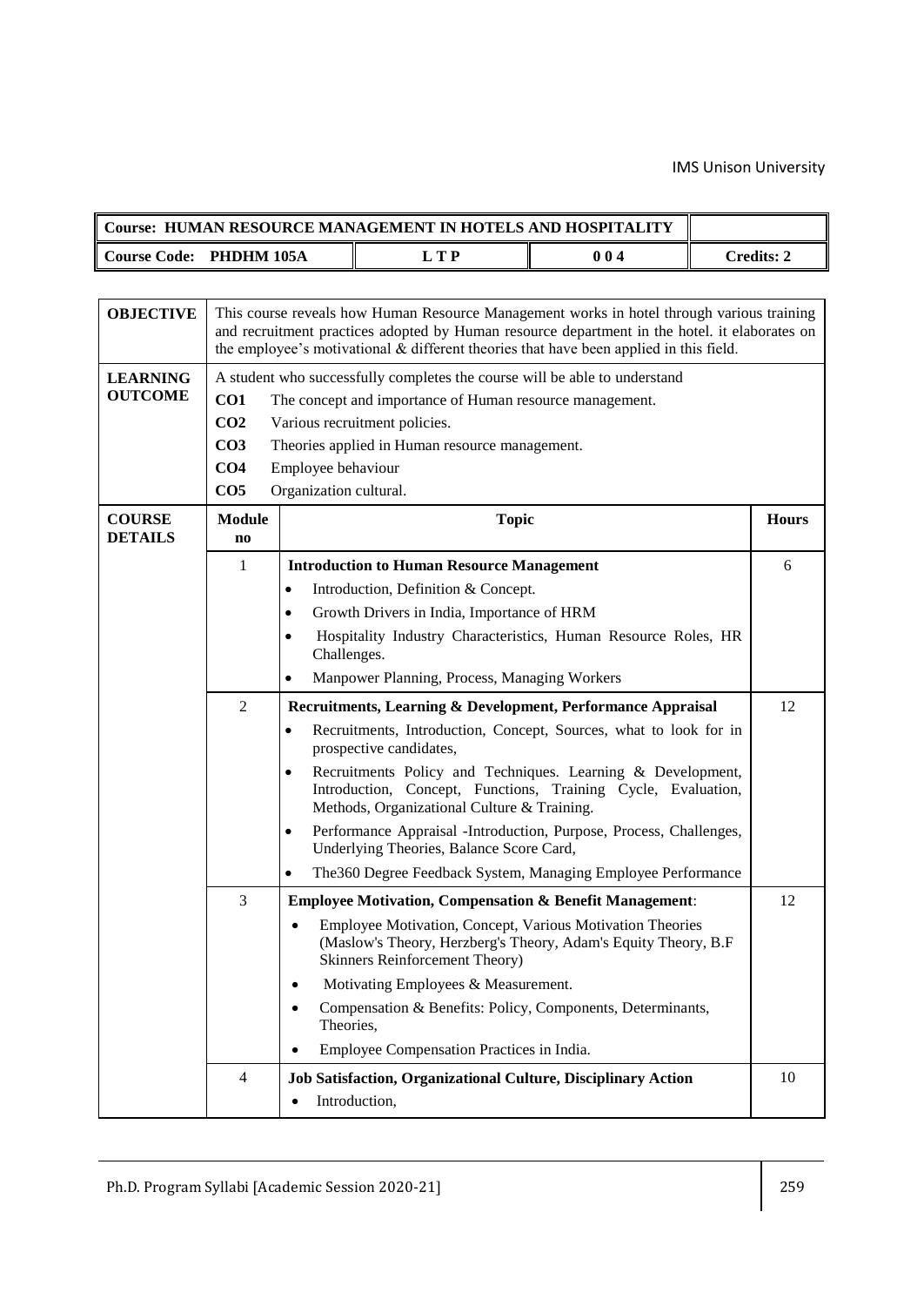| Course: HUMAN RESOURCE MANAGEMENT IN HOTELS AND HOSPITALITY | | | |
|---|---|---|---|
| Course Code: PHDHM 105A | L T P | 0 0 4 | Credits: 2 |

| | | | |
|---|---|---|---|
| **OBJECTIVE** | This course reveals how Human Resource Management works in hotel through various training and recruitment practices adopted by Human resource department in the hotel. it elaborates on the employee's motivational & different theories that have been applied in this field. | | |
| **LEARNING OUTCOME** | A student who successfully completes the course will be able to understand<br>**CO1** The concept and importance of Human resource management.<br>**CO2** Various recruitment policies.<br>**CO3** Theories applied in Human resource management.<br>**CO4** Employee behaviour<br>**CO5** Organization cultural. | | |
| **COURSE DETAILS** | **Module no** | **Topic** | **Hours** |
| | 1 | **Introduction to Human Resource Management**<br>• Introduction, Definition & Concept.<br>• Growth Drivers in India, Importance of HRM<br>• Hospitality Industry Characteristics, Human Resource Roles, HR Challenges.<br>• Manpower Planning, Process, Managing Workers | 6 |
| | 2 | **Recruitments, Learning & Development, Performance Appraisal**<br>• Recruitments, Introduction, Concept, Sources, what to look for in prospective candidates,<br>• Recruitments Policy and Techniques. Learning & Development, Introduction, Concept, Functions, Training Cycle, Evaluation, Methods, Organizational Culture & Training.<br>• Performance Appraisal -Introduction, Purpose, Process, Challenges, Underlying Theories, Balance Score Card,<br>• The360 Degree Feedback System, Managing Employee Performance | 12 |
| | 3 | **Employee Motivation, Compensation & Benefit Management**:<br>• Employee Motivation, Concept, Various Motivation Theories (Maslow's Theory, Herzberg's Theory, Adam's Equity Theory, B.F Skinners Reinforcement Theory)<br>• Motivating Employees & Measurement.<br>• Compensation & Benefits: Policy, Components, Determinants, Theories,<br>• Employee Compensation Practices in India. | 12 |
| | 4 | **Job Satisfaction, Organizational Culture, Disciplinary Action**<br>• Introduction, | 10 |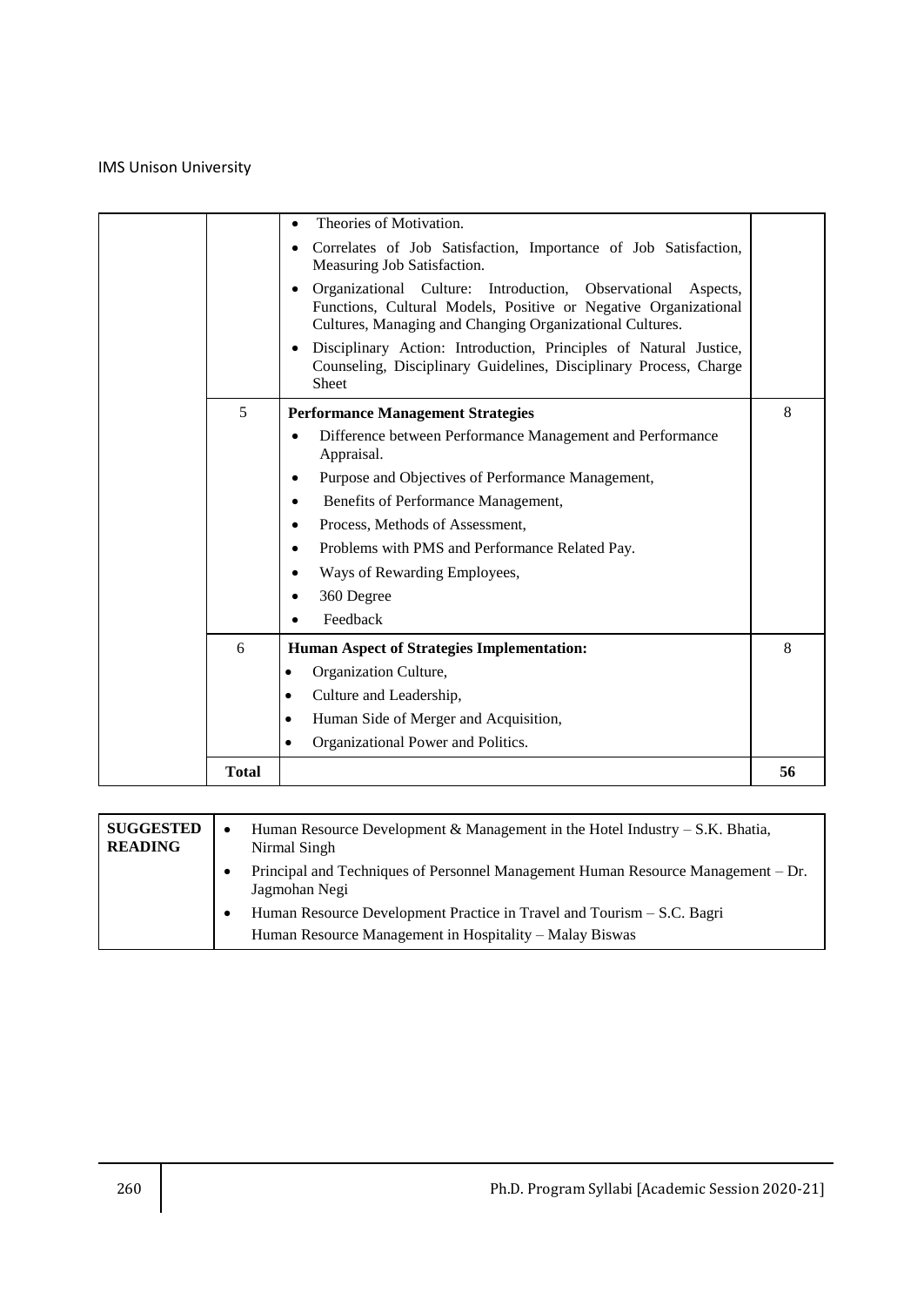| | | | |
|---|---|---|---|
| | | • Theories of Motivation.<br>• Correlates of Job Satisfaction, Importance of Job Satisfaction, Measuring Job Satisfaction.<br>• Organizational Culture: Introduction, Observational Aspects, Functions, Cultural Models, Positive or Negative Organizational Cultures, Managing and Changing Organizational Cultures.<br>• Disciplinary Action: Introduction, Principles of Natural Justice, Counseling, Disciplinary Guidelines, Disciplinary Process, Charge Sheet | |
| | 5 | **Performance Management Strategies**<br>• Difference between Performance Management and Performance Appraisal.<br>• Purpose and Objectives of Performance Management,<br>• Benefits of Performance Management,<br>• Process, Methods of Assessment,<br>• Problems with PMS and Performance Related Pay.<br>• Ways of Rewarding Employees,<br>• 360 Degree<br>• Feedback | 8 |
| | 6 | **Human Aspect of Strategies Implementation:**<br>• Organization Culture,<br>• Culture and Leadership,<br>• Human Side of Merger and Acquisition,<br>• Organizational Power and Politics. | 8 |
| | **Total** | | **56** |

| | |
|---|---|
| **SUGGESTED READING** | • Human Resource Development & Management in the Hotel Industry – S.K. Bhatia, Nirmal Singh<br>• Principal and Techniques of Personnel Management Human Resource Management – Dr. Jagmohan Negi<br>• Human Resource Development Practice in Travel and Tourism – S.C. Bagri<br>Human Resource Management in Hospitality – Malay Biswas |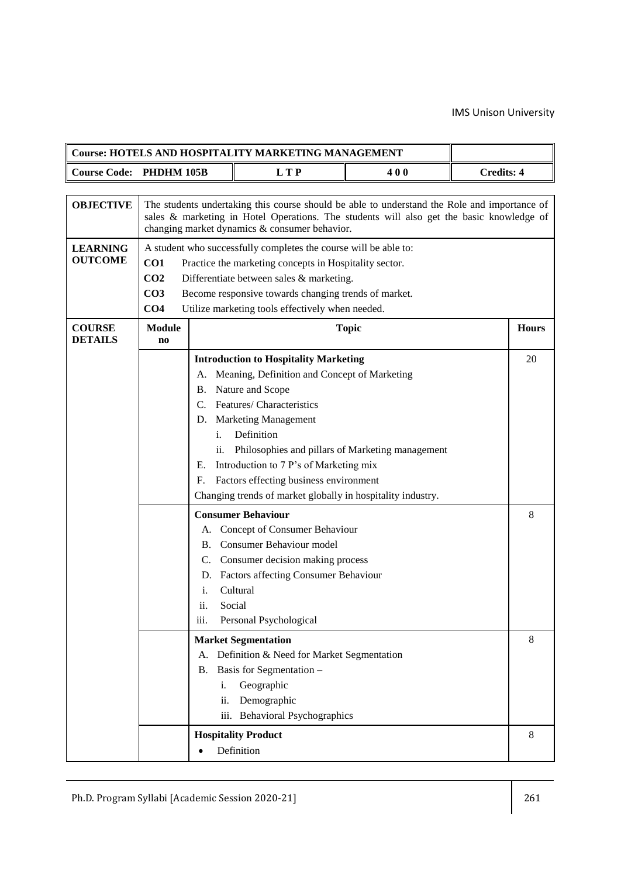| **Course: HOTELS AND HOSPITALITY MARKETING MANAGEMENT** | | | | |
|---|---|---|---|---|
| **Course Code: PHDHM 105B** | | **L T P** | **4 0 0** | **Credits: 4** |

| | | | |
|---|---|---|---|
| **OBJECTIVE** | The students undertaking this course should be able to understand the Role and importance of sales & marketing in Hotel Operations. The students will also get the basic knowledge of changing market dynamics & consumer behavior. | | |
| **LEARNING OUTCOME** | A student who successfully completes the course will be able to:<br>**CO1** Practice the marketing concepts in Hospitality sector.<br>**CO2** Differentiate between sales & marketing.<br>**CO3** Become responsive towards changing trends of market.<br>**CO4** Utilize marketing tools effectively when needed. | | |
| **COURSE DETAILS** | **Module no** | **Topic** | **Hours** |
| | | **Introduction to Hospitality Marketing**<br>A. Meaning, Definition and Concept of Marketing<br>B. Nature and Scope<br>C. Features/ Characteristics<br>D. Marketing Management<br>i. Definition<br>ii. Philosophies and pillars of Marketing management<br>E. Introduction to 7 P's of Marketing mix<br>F. Factors effecting business environment<br>Changing trends of market globally in hospitality industry. | 20 |
| | | **Consumer Behaviour**<br>A. Concept of Consumer Behaviour<br>B. Consumer Behaviour model<br>C. Consumer decision making process<br>D. Factors affecting Consumer Behaviour<br>i. Cultural<br>ii. Social<br>iii. Personal Psychological | 8 |
| | | **Market Segmentation**<br>A. Definition & Need for Market Segmentation<br>B. Basis for Segmentation –<br>i. Geographic<br>ii. Demographic<br>iii. Behavioral Psychographics | 8 |
| | | **Hospitality Product**<br>• Definition | 8 |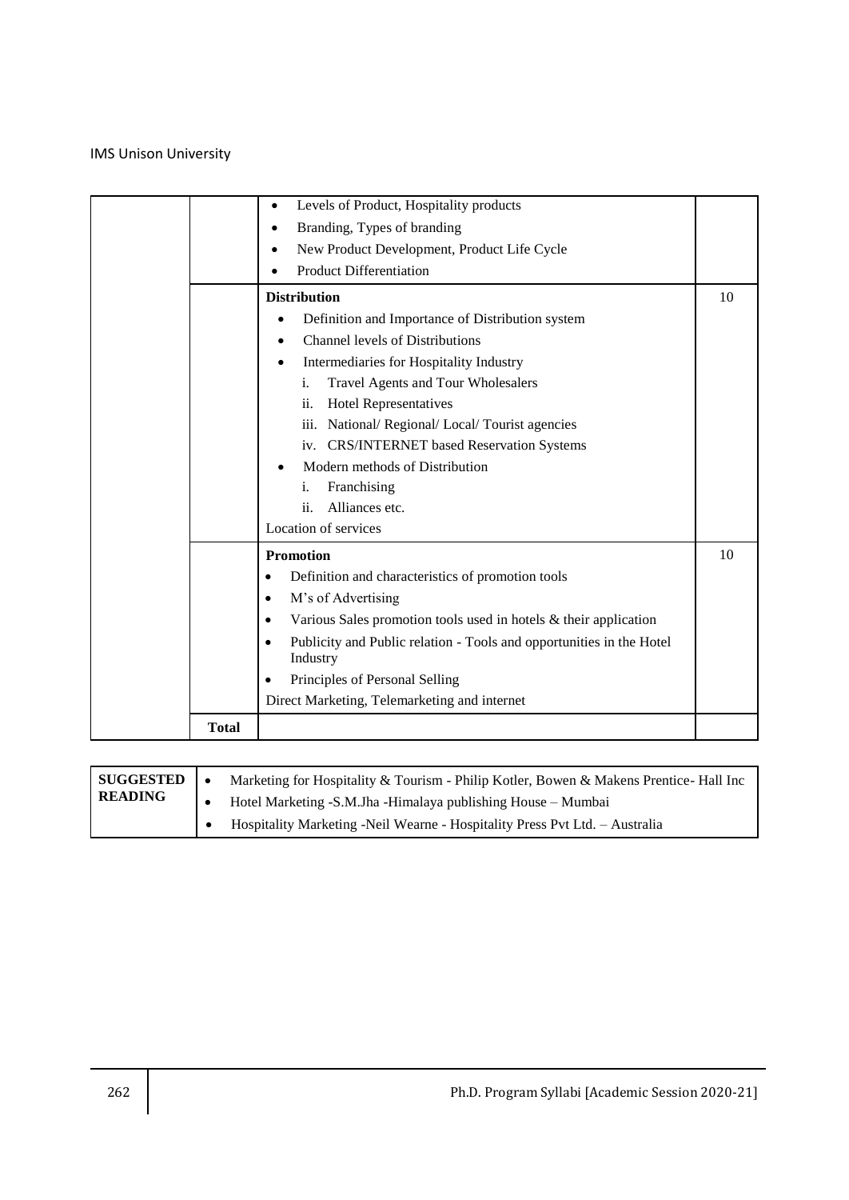| | | | |
|---|---|---|---|
| | | • Levels of Product, Hospitality products<br>• Branding, Types of branding<br>• New Product Development, Product Life Cycle<br>• Product Differentiation | |
| | | **Distribution**<br>• Definition and Importance of Distribution system<br>• Channel levels of Distributions<br>• Intermediaries for Hospitality Industry<br>i. Travel Agents and Tour Wholesalers<br>ii. Hotel Representatives<br>iii. National/ Regional/ Local/ Tourist agencies<br>iv. CRS/INTERNET based Reservation Systems<br>• Modern methods of Distribution<br>i. Franchising<br>ii. Alliances etc.<br>Location of services | 10 |
| | | **Promotion**<br>• Definition and characteristics of promotion tools<br>• M's of Advertising<br>• Various Sales promotion tools used in hotels & their application<br>• Publicity and Public relation - Tools and opportunities in the Hotel Industry<br>• Principles of Personal Selling<br>Direct Marketing, Telemarketing and internet | 10 |
| | **Total** | | |

| | |
|---|---|
| **SUGGESTED READING** | • Marketing for Hospitality & Tourism - Philip Kotler, Bowen & Makens Prentice- Hall Inc<br>• Hotel Marketing -S.M.Jha -Himalaya publishing House – Mumbai<br>• Hospitality Marketing -Neil Wearne - Hospitality Press Pvt Ltd. – Australia |